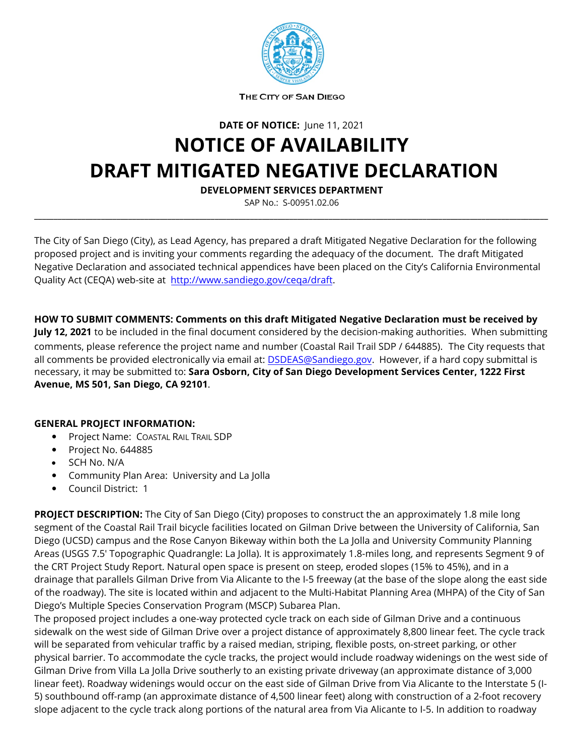THE CITY OF SAN DIEGO

**DATE OF NOTICE:** June 11, 2021

# NOTICE OF AVAILABILITY
# DRAFT MITIGATED NEGATIVE DECLARATION

**DEVELOPMENT SERVICES DEPARTMENT**

SAP No.: S-00951.02.06

---

The City of San Diego (City), as Lead Agency, has prepared a draft Mitigated Negative Declaration for the following proposed project and is inviting your comments regarding the adequacy of the document. The draft Mitigated Negative Declaration and associated technical appendices have been placed on the City's California Environmental Quality Act (CEQA) web-site at http://www.sandiego.gov/ceqa/draft.

**HOW TO SUBMIT COMMENTS: Comments on this draft Mitigated Negative Declaration must be received by July 12, 2021** to be included in the final document considered by the decision-making authorities. When submitting comments, please reference the project name and number (Coastal Rail Trail SDP / 644885). The City requests that all comments be provided electronically via email at: DSDEAS@Sandiego.gov. However, if a hard copy submittal is necessary, it may be submitted to: **Sara Osborn, City of San Diego Development Services Center, 1222 First Avenue, MS 501, San Diego, CA 92101**.

**GENERAL PROJECT INFORMATION:**

- Project Name: COASTAL RAIL TRAIL SDP
- Project No. 644885
- SCH No. N/A
- Community Plan Area: University and La Jolla
- Council District: 1

**PROJECT DESCRIPTION:** The City of San Diego (City) proposes to construct the an approximately 1.8 mile long segment of the Coastal Rail Trail bicycle facilities located on Gilman Drive between the University of California, San Diego (UCSD) campus and the Rose Canyon Bikeway within both the La Jolla and University Community Planning Areas (USGS 7.5' Topographic Quadrangle: La Jolla). It is approximately 1.8-miles long, and represents Segment 9 of the CRT Project Study Report. Natural open space is present on steep, eroded slopes (15% to 45%), and in a drainage that parallels Gilman Drive from Via Alicante to the I-5 freeway (at the base of the slope along the east side of the roadway). The site is located within and adjacent to the Multi-Habitat Planning Area (MHPA) of the City of San Diego's Multiple Species Conservation Program (MSCP) Subarea Plan.

The proposed project includes a one-way protected cycle track on each side of Gilman Drive and a continuous sidewalk on the west side of Gilman Drive over a project distance of approximately 8,800 linear feet. The cycle track will be separated from vehicular traffic by a raised median, striping, flexible posts, on-street parking, or other physical barrier. To accommodate the cycle tracks, the project would include roadway widenings on the west side of Gilman Drive from Villa La Jolla Drive southerly to an existing private driveway (an approximate distance of 3,000 linear feet). Roadway widenings would occur on the east side of Gilman Drive from Via Alicante to the Interstate 5 (I-5) southbound off-ramp (an approximate distance of 4,500 linear feet) along with construction of a 2-foot recovery slope adjacent to the cycle track along portions of the natural area from Via Alicante to I-5. In addition to roadway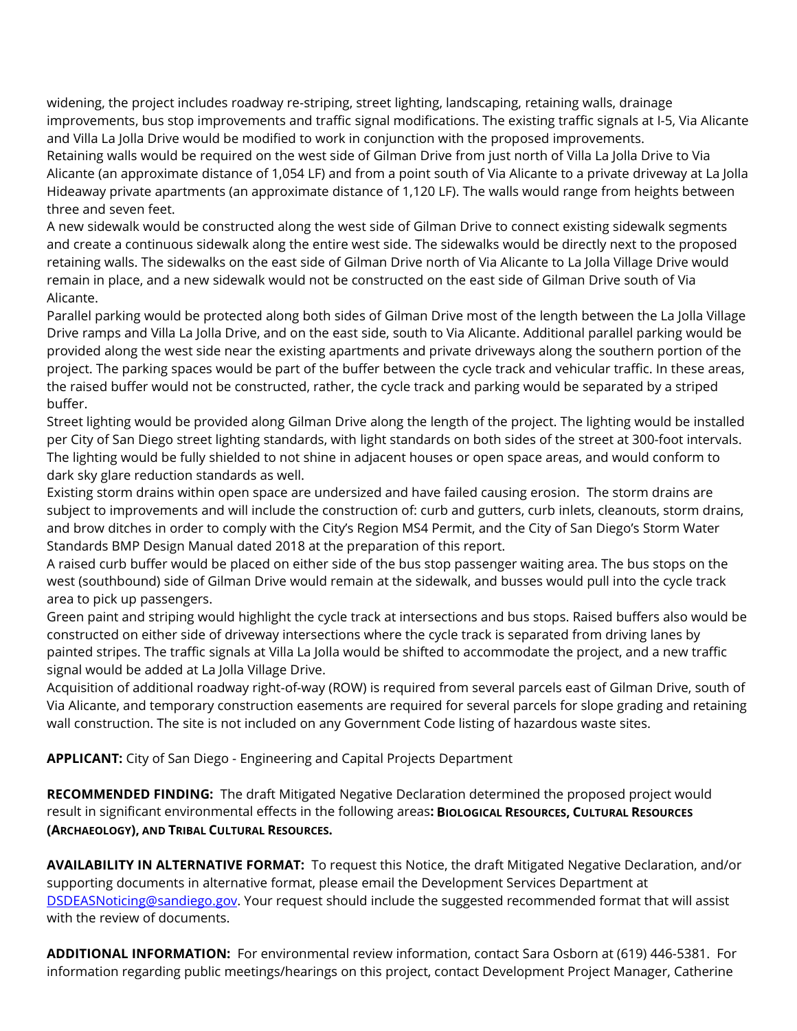widening, the project includes roadway re-striping, street lighting, landscaping, retaining walls, drainage improvements, bus stop improvements and traffic signal modifications. The existing traffic signals at I-5, Via Alicante and Villa La Jolla Drive would be modified to work in conjunction with the proposed improvements.

Retaining walls would be required on the west side of Gilman Drive from just north of Villa La Jolla Drive to Via Alicante (an approximate distance of 1,054 LF) and from a point south of Via Alicante to a private driveway at La Jolla Hideaway private apartments (an approximate distance of 1,120 LF). The walls would range from heights between three and seven feet.

A new sidewalk would be constructed along the west side of Gilman Drive to connect existing sidewalk segments and create a continuous sidewalk along the entire west side. The sidewalks would be directly next to the proposed retaining walls. The sidewalks on the east side of Gilman Drive north of Via Alicante to La Jolla Village Drive would remain in place, and a new sidewalk would not be constructed on the east side of Gilman Drive south of Via Alicante.

Parallel parking would be protected along both sides of Gilman Drive most of the length between the La Jolla Village Drive ramps and Villa La Jolla Drive, and on the east side, south to Via Alicante. Additional parallel parking would be provided along the west side near the existing apartments and private driveways along the southern portion of the project. The parking spaces would be part of the buffer between the cycle track and vehicular traffic. In these areas, the raised buffer would not be constructed, rather, the cycle track and parking would be separated by a striped buffer.

Street lighting would be provided along Gilman Drive along the length of the project. The lighting would be installed per City of San Diego street lighting standards, with light standards on both sides of the street at 300-foot intervals. The lighting would be fully shielded to not shine in adjacent houses or open space areas, and would conform to dark sky glare reduction standards as well.

Existing storm drains within open space are undersized and have failed causing erosion. The storm drains are subject to improvements and will include the construction of: curb and gutters, curb inlets, cleanouts, storm drains, and brow ditches in order to comply with the City's Region MS4 Permit, and the City of San Diego's Storm Water Standards BMP Design Manual dated 2018 at the preparation of this report.

A raised curb buffer would be placed on either side of the bus stop passenger waiting area. The bus stops on the west (southbound) side of Gilman Drive would remain at the sidewalk, and busses would pull into the cycle track area to pick up passengers.

Green paint and striping would highlight the cycle track at intersections and bus stops. Raised buffers also would be constructed on either side of driveway intersections where the cycle track is separated from driving lanes by painted stripes. The traffic signals at Villa La Jolla would be shifted to accommodate the project, and a new traffic signal would be added at La Jolla Village Drive.

Acquisition of additional roadway right-of-way (ROW) is required from several parcels east of Gilman Drive, south of Via Alicante, and temporary construction easements are required for several parcels for slope grading and retaining wall construction. The site is not included on any Government Code listing of hazardous waste sites.

**APPLICANT:** City of San Diego - Engineering and Capital Projects Department

**RECOMMENDED FINDING:** The draft Mitigated Negative Declaration determined the proposed project would result in significant environmental effects in the following areas**: BIOLOGICAL RESOURCES, CULTURAL RESOURCES (ARCHAEOLOGY), AND TRIBAL CULTURAL RESOURCES.**

**AVAILABILITY IN ALTERNATIVE FORMAT:** To request this Notice, the draft Mitigated Negative Declaration, and/or supporting documents in alternative format, please email the Development Services Department at DSDEASNoticing@sandiego.gov. Your request should include the suggested recommended format that will assist with the review of documents.

**ADDITIONAL INFORMATION:** For environmental review information, contact Sara Osborn at (619) 446-5381. For information regarding public meetings/hearings on this project, contact Development Project Manager, Catherine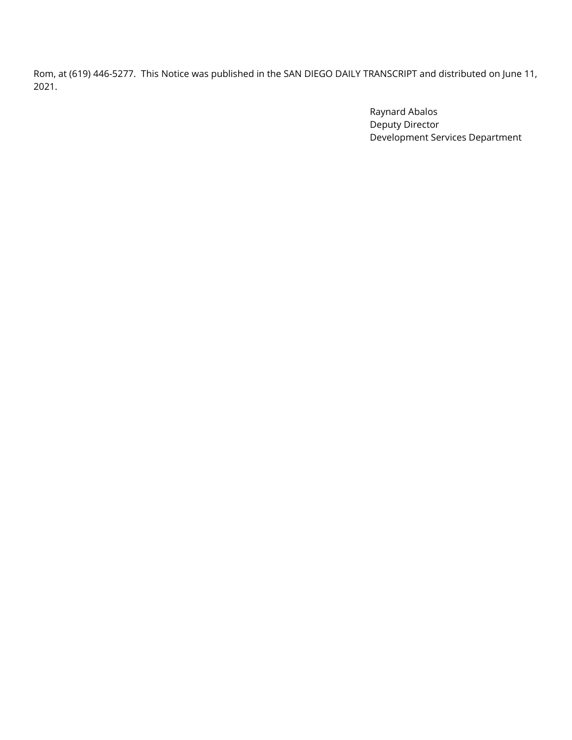Rom, at (619) 446-5277. This Notice was published in the SAN DIEGO DAILY TRANSCRIPT and distributed on June 11, 2021.

Raynard Abalos
Deputy Director
Development Services Department